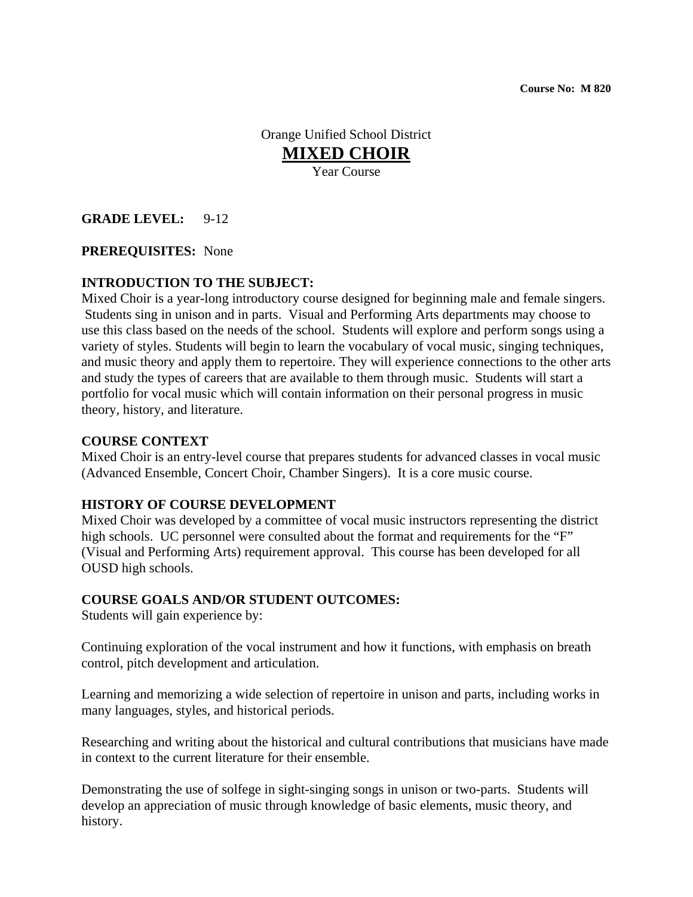**Course No: M 820**

Orange Unified School District

# MIXED CHOIR

Year Course

**GRADE LEVEL:** 9-12

**PREREQUISITES:** None

## INTRODUCTION TO THE SUBJECT:

Mixed Choir is a year-long introductory course designed for beginning male and female singers. Students sing in unison and in parts. Visual and Performing Arts departments may choose to use this class based on the needs of the school. Students will explore and perform songs using a variety of styles. Students will begin to learn the vocabulary of vocal music, singing techniques, and music theory and apply them to repertoire. They will experience connections to the other arts and study the types of careers that are available to them through music. Students will start a portfolio for vocal music which will contain information on their personal progress in music theory, history, and literature.

## COURSE CONTEXT

Mixed Choir is an entry-level course that prepares students for advanced classes in vocal music (Advanced Ensemble, Concert Choir, Chamber Singers). It is a core music course.

## HISTORY OF COURSE DEVELOPMENT

Mixed Choir was developed by a committee of vocal music instructors representing the district high schools. UC personnel were consulted about the format and requirements for the "F" (Visual and Performing Arts) requirement approval. This course has been developed for all OUSD high schools.

## COURSE GOALS AND/OR STUDENT OUTCOMES:

Students will gain experience by:

Continuing exploration of the vocal instrument and how it functions, with emphasis on breath control, pitch development and articulation.

Learning and memorizing a wide selection of repertoire in unison and parts, including works in many languages, styles, and historical periods.

Researching and writing about the historical and cultural contributions that musicians have made in context to the current literature for their ensemble.

Demonstrating the use of solfege in sight-singing songs in unison or two-parts. Students will develop an appreciation of music through knowledge of basic elements, music theory, and history.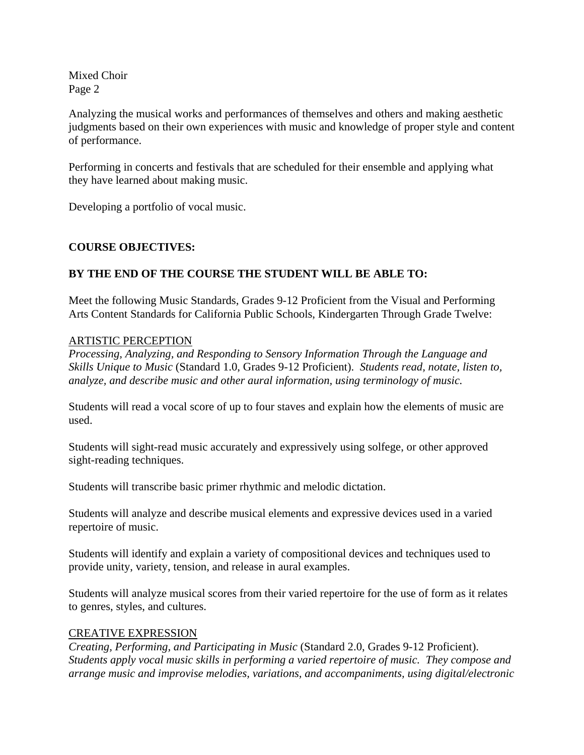Analyzing the musical works and performances of themselves and others and making aesthetic judgments based on their own experiences with music and knowledge of proper style and content of performance.

Performing in concerts and festivals that are scheduled for their ensemble and applying what they have learned about making music.

Developing a portfolio of vocal music.

**COURSE OBJECTIVES:**

**BY THE END OF THE COURSE THE STUDENT WILL BE ABLE TO:**

Meet the following Music Standards, Grades 9-12 Proficient from the Visual and Performing Arts Content Standards for California Public Schools, Kindergarten Through Grade Twelve:

<u>ARTISTIC PERCEPTION</u>

*Processing, Analyzing, and Responding to Sensory Information Through the Language and Skills Unique to Music* (Standard 1.0, Grades 9-12 Proficient). *Students read, notate, listen to, analyze, and describe music and other aural information, using terminology of music.*

Students will read a vocal score of up to four staves and explain how the elements of music are used.

Students will sight-read music accurately and expressively using solfege, or other approved sight-reading techniques.

Students will transcribe basic primer rhythmic and melodic dictation.

Students will analyze and describe musical elements and expressive devices used in a varied repertoire of music.

Students will identify and explain a variety of compositional devices and techniques used to provide unity, variety, tension, and release in aural examples.

Students will analyze musical scores from their varied repertoire for the use of form as it relates to genres, styles, and cultures.

<u>CREATIVE EXPRESSION</u>

*Creating, Performing, and Participating in Music* (Standard 2.0, Grades 9-12 Proficient). *Students apply vocal music skills in performing a varied repertoire of music. They compose and arrange music and improvise melodies, variations, and accompaniments, using digital/electronic*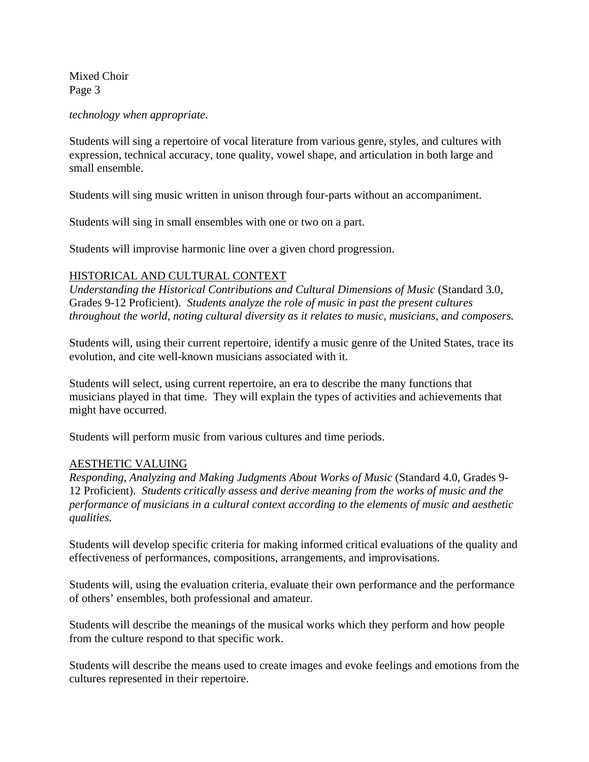*technology when appropriate.*

Students will sing a repertoire of vocal literature from various genre, styles, and cultures with expression, technical accuracy, tone quality, vowel shape, and articulation in both large and small ensemble.

Students will sing music written in unison through four-parts without an accompaniment.

Students will sing in small ensembles with one or two on a part.

Students will improvise harmonic line over a given chord progression.

## HISTORICAL AND CULTURAL CONTEXT

*Understanding the Historical Contributions and Cultural Dimensions of Music* (Standard 3.0, Grades 9-12 Proficient). *Students analyze the role of music in past the present cultures throughout the world, noting cultural diversity as it relates to music, musicians, and composers.*

Students will, using their current repertoire, identify a music genre of the United States, trace its evolution, and cite well-known musicians associated with it.

Students will select, using current repertoire, an era to describe the many functions that musicians played in that time. They will explain the types of activities and achievements that might have occurred.

Students will perform music from various cultures and time periods.

## AESTHETIC VALUING

*Responding, Analyzing and Making Judgments About Works of Music* (Standard 4.0, Grades 9-12 Proficient). *Students critically assess and derive meaning from the works of music and the performance of musicians in a cultural context according to the elements of music and aesthetic qualities.*

Students will develop specific criteria for making informed critical evaluations of the quality and effectiveness of performances, compositions, arrangements, and improvisations.

Students will, using the evaluation criteria, evaluate their own performance and the performance of others' ensembles, both professional and amateur.

Students will describe the meanings of the musical works which they perform and how people from the culture respond to that specific work.

Students will describe the means used to create images and evoke feelings and emotions from the cultures represented in their repertoire.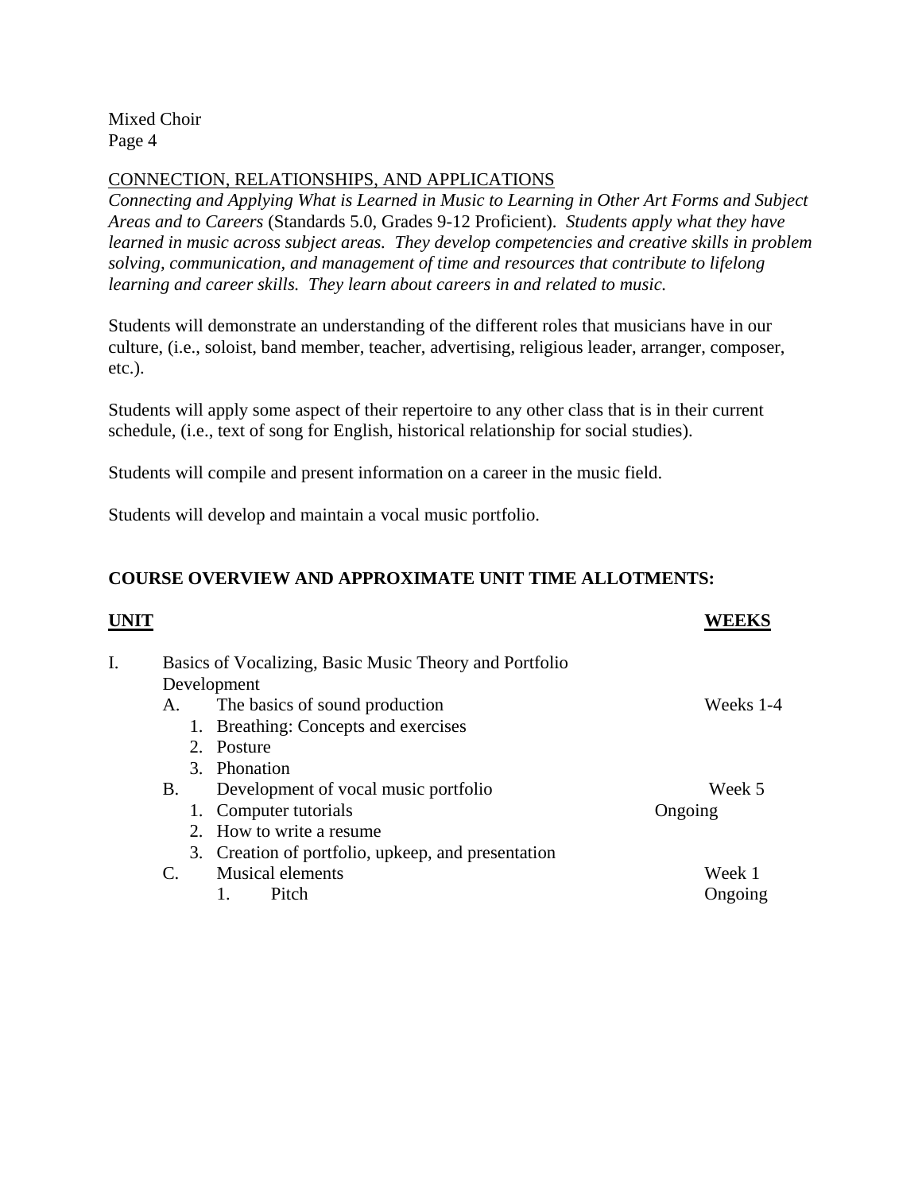<u>CONNECTION, RELATIONSHIPS, AND APPLICATIONS</u>

*Connecting and Applying What is Learned in Music to Learning in Other Art Forms and Subject Areas and to Careers* (Standards 5.0, Grades 9-12 Proficient). *Students apply what they have learned in music across subject areas. They develop competencies and creative skills in problem solving, communication, and management of time and resources that contribute to lifelong learning and career skills. They learn about careers in and related to music.*

Students will demonstrate an understanding of the different roles that musicians have in our culture, (i.e., soloist, band member, teacher, advertising, religious leader, arranger, composer, etc.).

Students will apply some aspect of their repertoire to any other class that is in their current schedule, (i.e., text of song for English, historical relationship for social studies).

Students will compile and present information on a career in the music field.

Students will develop and maintain a vocal music portfolio.

**COURSE OVERVIEW AND APPROXIMATE UNIT TIME ALLOTMENTS:**

| **UNIT** | **WEEKS** |
|---|---|
| I. Basics of Vocalizing, Basic Music Theory and Portfolio Development | |
| A. The basics of sound production | Weeks 1-4 |
| 1. Breathing: Concepts and exercises | |
| 2. Posture | |
| 3. Phonation | |
| B. Development of vocal music portfolio | Week 5 |
| 1. Computer tutorials | Ongoing |
| 2. How to write a resume | |
| 3. Creation of portfolio, upkeep, and presentation | |
| C. Musical elements | Week 1 |
| 1. Pitch | Ongoing |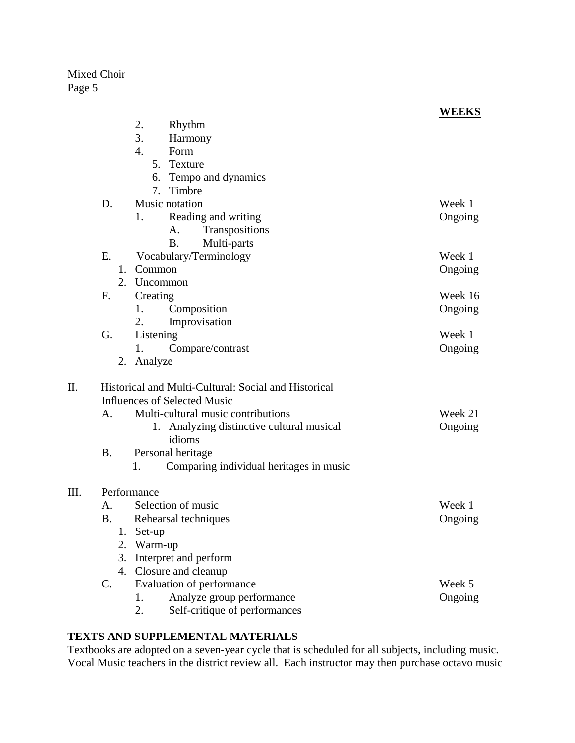| | WEEKS |
|---|---|
| 2. Rhythm | |
| 3. Harmony | |
| 4. Form | |
| 5. Texture | |
| 6. Tempo and dynamics | |
| 7. Timbre | |
| D. Music notation | Week 1 |
| 1. Reading and writing | Ongoing |
| A. Transpositions | |
| B. Multi-parts | |
| E. Vocabulary/Terminology | Week 1 |
| 1. Common | Ongoing |
| 2. Uncommon | |
| F. Creating | Week 16 |
| 1. Composition | Ongoing |
| 2. Improvisation | |
| G. Listening | Week 1 |
| 1. Compare/contrast | Ongoing |
| 2. Analyze | |
| II. Historical and Multi-Cultural: Social and Historical Influences of Selected Music | |
| A. Multi-cultural music contributions | Week 21 |
| 1. Analyzing distinctive cultural musical idioms | Ongoing |
| B. Personal heritage | |
| 1. Comparing individual heritages in music | |
| III. Performance | |
| A. Selection of music | Week 1 |
| B. Rehearsal techniques | Ongoing |
| 1. Set-up | |
| 2. Warm-up | |
| 3. Interpret and perform | |
| 4. Closure and cleanup | |
| C. Evaluation of performance | Week 5 |
| 1. Analyze group performance | Ongoing |
| 2. Self-critique of performances | |

**TEXTS AND SUPPLEMENTAL MATERIALS**

Textbooks are adopted on a seven-year cycle that is scheduled for all subjects, including music. Vocal Music teachers in the district review all. Each instructor may then purchase octavo music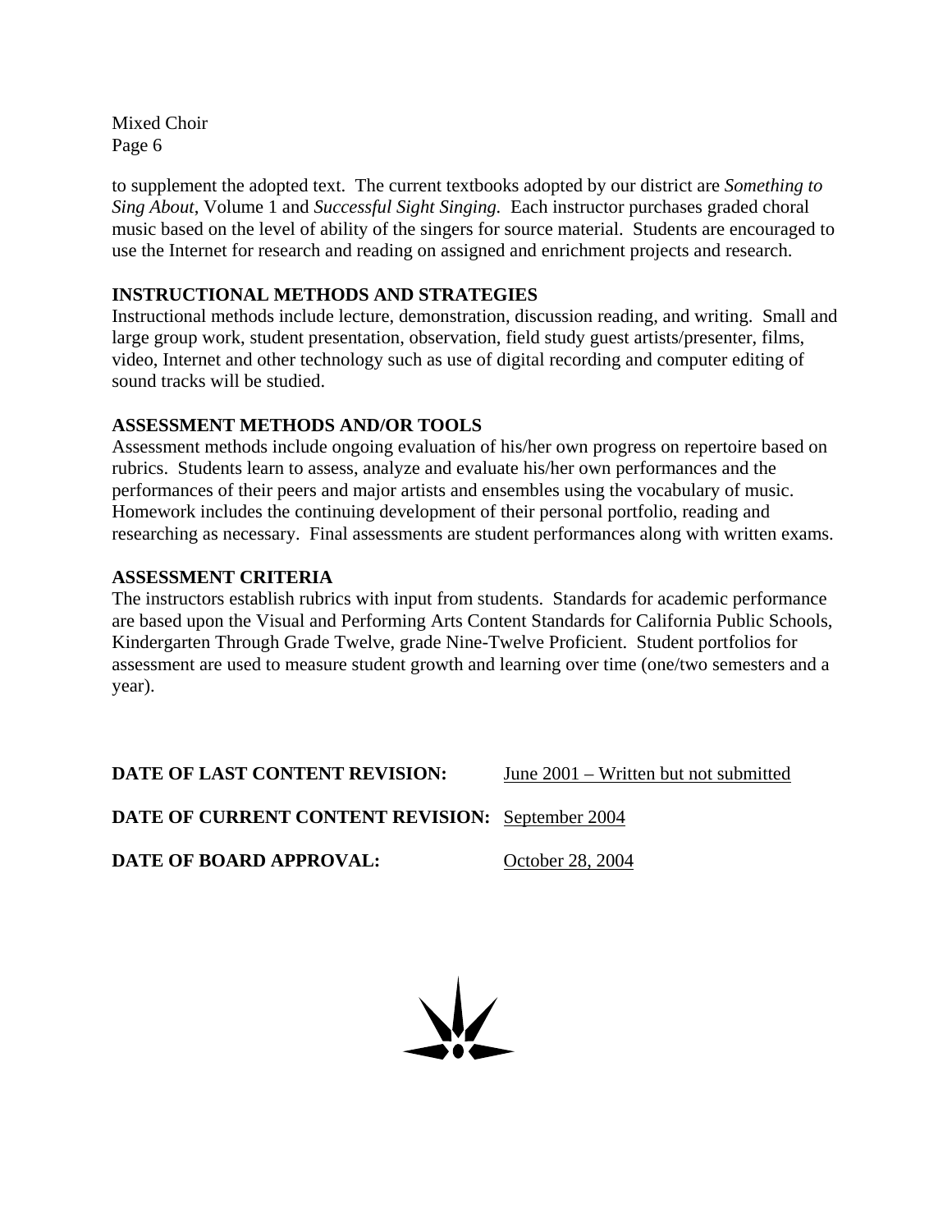to supplement the adopted text. The current textbooks adopted by our district are *Something to Sing About*, Volume 1 and *Successful Sight Singing.* Each instructor purchases graded choral music based on the level of ability of the singers for source material. Students are encouraged to use the Internet for research and reading on assigned and enrichment projects and research.

**INSTRUCTIONAL METHODS AND STRATEGIES**

Instructional methods include lecture, demonstration, discussion reading, and writing. Small and large group work, student presentation, observation, field study guest artists/presenter, films, video, Internet and other technology such as use of digital recording and computer editing of sound tracks will be studied.

**ASSESSMENT METHODS AND/OR TOOLS**

Assessment methods include ongoing evaluation of his/her own progress on repertoire based on rubrics. Students learn to assess, analyze and evaluate his/her own performances and the performances of their peers and major artists and ensembles using the vocabulary of music. Homework includes the continuing development of their personal portfolio, reading and researching as necessary. Final assessments are student performances along with written exams.

**ASSESSMENT CRITERIA**

The instructors establish rubrics with input from students. Standards for academic performance are based upon the Visual and Performing Arts Content Standards for California Public Schools, Kindergarten Through Grade Twelve, grade Nine-Twelve Proficient. Student portfolios for assessment are used to measure student growth and learning over time (one/two semesters and a year).

**DATE OF LAST CONTENT REVISION:** June 2001 – Written but not submitted

**DATE OF CURRENT CONTENT REVISION:** September 2004

**DATE OF BOARD APPROVAL:** October 28, 2004